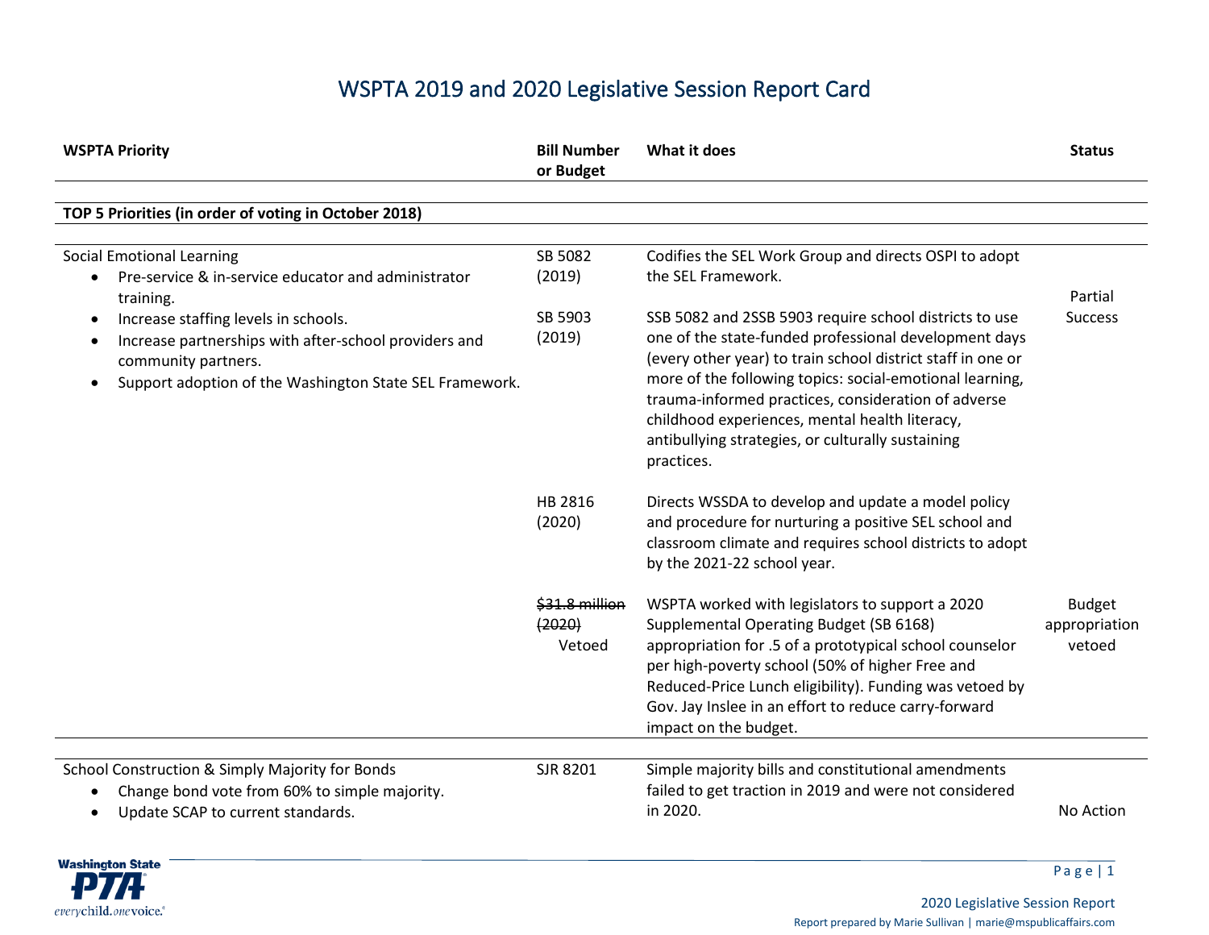# WSPTA 2019 and 2020 Legislative Session Report Card

| WSPTA Priority | Bill Number or Budget | What it does | Status |
|---|---|---|---|
| **TOP 5 Priorities (in order of voting in October 2018)** | | | |
| Social Emotional Learning<br>• Pre-service & in-service educator and administrator training.<br>• Increase staffing levels in schools.<br>• Increase partnerships with after-school providers and community partners.<br>• Support adoption of the Washington State SEL Framework. | SB 5082 (2019)<br><br>SB 5903 (2019) | Codifies the SEL Work Group and directs OSPI to adopt the SEL Framework.<br><br>SSB 5082 and 2SSB 5903 require school districts to use one of the state-funded professional development days (every other year) to train school district staff in one or more of the following topics: social-emotional learning, trauma-informed practices, consideration of adverse childhood experiences, mental health literacy, antibullying strategies, or culturally sustaining practices. | Partial Success |
| | HB 2816 (2020) | Directs WSSDA to develop and update a model policy and procedure for nurturing a positive SEL school and classroom climate and requires school districts to adopt by the 2021-22 school year. | |
| | ~~$31.8 million (2020)~~ Vetoed | WSPTA worked with legislators to support a 2020 Supplemental Operating Budget (SB 6168) appropriation for .5 of a prototypical school counselor per high-poverty school (50% of higher Free and Reduced-Price Lunch eligibility). Funding was vetoed by Gov. Jay Inslee in an effort to reduce carry-forward impact on the budget. | Budget appropriation vetoed |
| School Construction & Simply Majority for Bonds<br>• Change bond vote from 60% to simple majority.<br>• Update SCAP to current standards. | SJR 8201 | Simple majority bills and constitutional amendments failed to get traction in 2019 and were not considered in 2020. | No Action |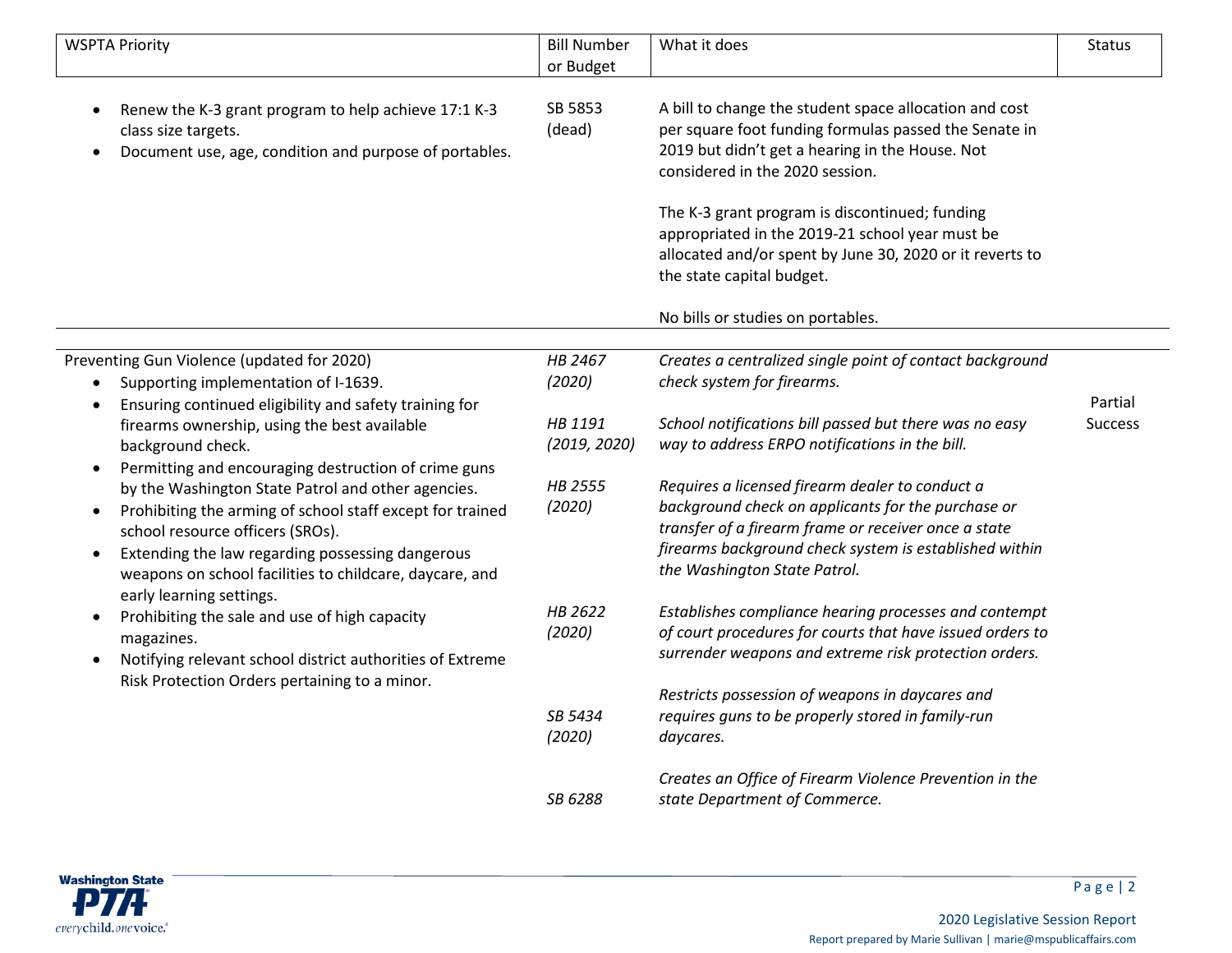| WSPTA Priority | Bill Number or Budget | What it does | Status |
|---|---|---|---|
| • Renew the K-3 grant program to help achieve 17:1 K-3 class size targets.<br>• Document use, age, condition and purpose of portables. | SB 5853 (dead) | A bill to change the student space allocation and cost per square foot funding formulas passed the Senate in 2019 but didn't get a hearing in the House. Not considered in the 2020 session.<br><br>The K-3 grant program is discontinued; funding appropriated in the 2019-21 school year must be allocated and/or spent by June 30, 2020 or it reverts to the state capital budget.<br><br>No bills or studies on portables. | |
| Preventing Gun Violence (updated for 2020)<br>• Supporting implementation of I-1639.<br>• Ensuring continued eligibility and safety training for firearms ownership, using the best available background check.<br>• Permitting and encouraging destruction of crime guns by the Washington State Patrol and other agencies.<br>• Prohibiting the arming of school staff except for trained school resource officers (SROs).<br>• Extending the law regarding possessing dangerous weapons on school facilities to childcare, daycare, and early learning settings.<br>• Prohibiting the sale and use of high capacity magazines.<br>• Notifying relevant school district authorities of Extreme Risk Protection Orders pertaining to a minor. | *HB 2467 (2020)*<br><br>*HB 1191 (2019, 2020)*<br><br>*HB 2555 (2020)*<br><br>*HB 2622 (2020)*<br><br>*SB 5434 (2020)*<br><br>*SB 6288* | *Creates a centralized single point of contact background check system for firearms.*<br><br>*School notifications bill passed but there was no easy way to address ERPO notifications in the bill.*<br><br>*Requires a licensed firearm dealer to conduct a background check on applicants for the purchase or transfer of a firearm frame or receiver once a state firearms background check system is established within the Washington State Patrol.*<br><br>*Establishes compliance hearing processes and contempt of court procedures for courts that have issued orders to surrender weapons and extreme risk protection orders.*<br><br>*Restricts possession of weapons in daycares and requires guns to be properly stored in family-run daycares.*<br><br>*Creates an Office of Firearm Violence Prevention in the state Department of Commerce.* | Partial Success |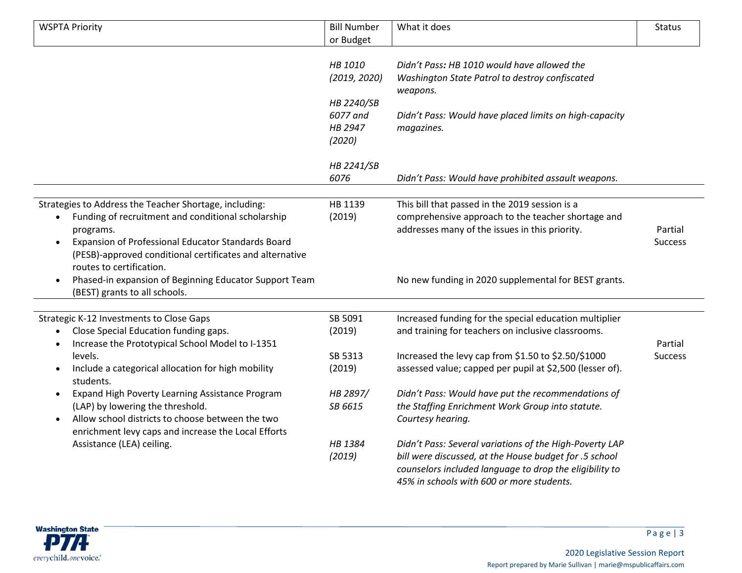| WSPTA Priority | Bill Number or Budget | What it does | Status |
|---|---|---|---|
| | *HB 1010 (2019, 2020)* | *Didn't Pass: HB 1010 would have allowed the Washington State Patrol to destroy confiscated weapons.* | |
| | *HB 2240/SB 6077 and HB 2947 (2020)* | *Didn't Pass: Would have placed limits on high-capacity magazines.* | |
| | *HB 2241/SB 6076* | *Didn't Pass: Would have prohibited assault weapons.* | |
| Strategies to Address the Teacher Shortage, including:<br>• Funding of recruitment and conditional scholarship programs.<br>• Expansion of Professional Educator Standards Board (PESB)-approved conditional certificates and alternative routes to certification.<br>• Phased-in expansion of Beginning Educator Support Team (BEST) grants to all schools. | HB 1139 (2019) | This bill that passed in the 2019 session is a comprehensive approach to the teacher shortage and addresses many of the issues in this priority.<br><br>No new funding in 2020 supplemental for BEST grants. | Partial Success |
| Strategic K-12 Investments to Close Gaps<br>• Close Special Education funding gaps.<br>• Increase the Prototypical School Model to I-1351 levels.<br>• Include a categorical allocation for high mobility students.<br>• Expand High Poverty Learning Assistance Program (LAP) by lowering the threshold.<br>• Allow school districts to choose between the two enrichment levy caps and increase the Local Efforts Assistance (LEA) ceiling. | SB 5091 (2019) | Increased funding for the special education multiplier and training for teachers on inclusive classrooms. | Partial Success |
| | SB 5313 (2019) | Increased the levy cap from $1.50 to $2.50/$1000 assessed value; capped per pupil at $2,500 (lesser of). | |
| | *HB 2897/ SB 6615* | *Didn't Pass: Would have put the recommendations of the Staffing Enrichment Work Group into statute. Courtesy hearing.* | |
| | *HB 1384 (2019)* | *Didn't Pass: Several variations of the High-Poverty LAP bill were discussed, at the House budget for .5 school counselors included language to drop the eligibility to 45% in schools with 600 or more students.* | |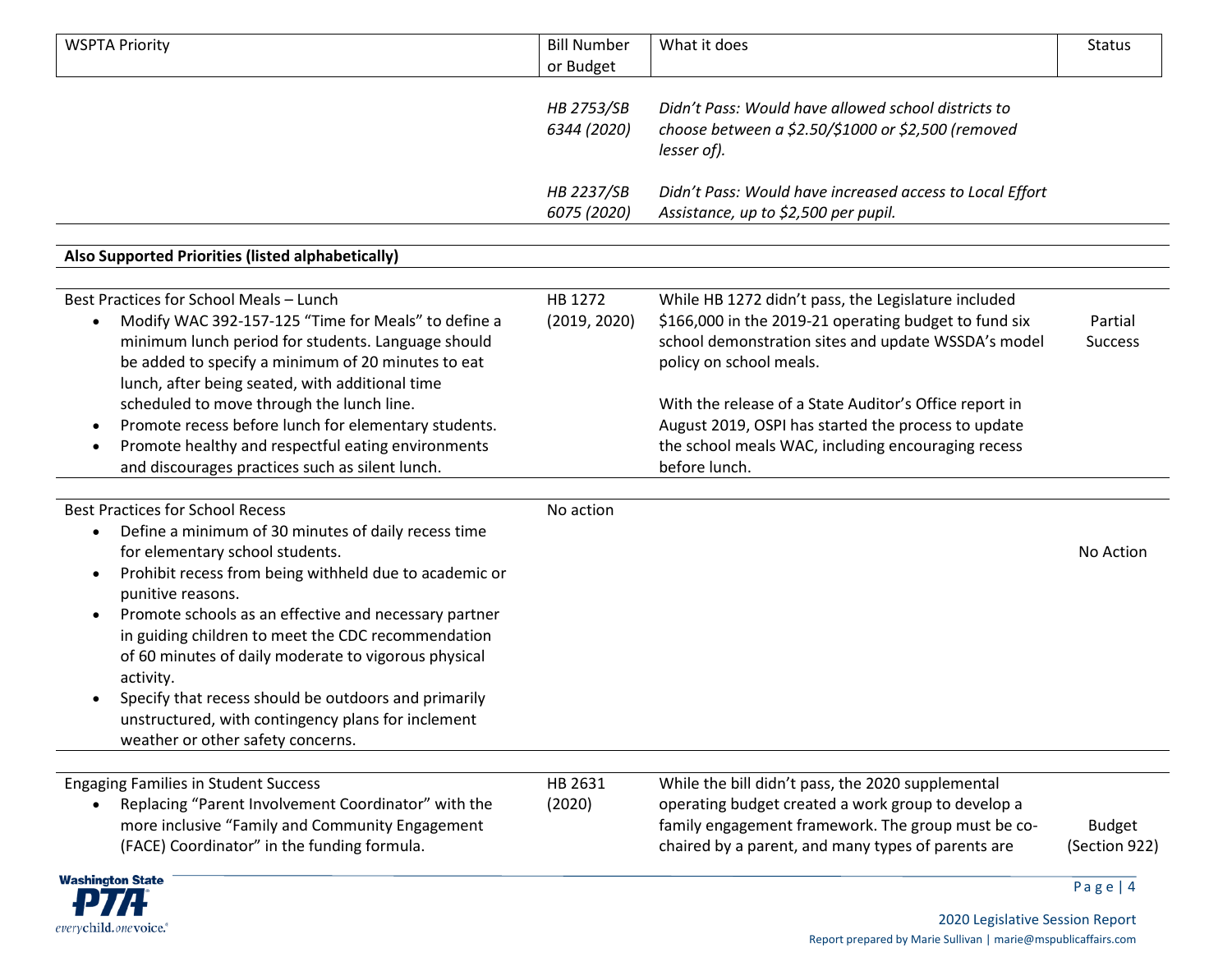| WSPTA Priority | Bill Number or Budget | What it does | Status |
|---|---|---|---|
| | *HB 2753/SB 6344 (2020)* | *Didn't Pass: Would have allowed school districts to choose between a $2.50/$1000 or $2,500 (removed lesser of).* | |
| | *HB 2237/SB 6075 (2020)* | *Didn't Pass: Would have increased access to Local Effort Assistance, up to $2,500 per pupil.* | |
| **Also Supported Priorities (listed alphabetically)** | | | |
| Best Practices for School Meals – Lunch<br>• Modify WAC 392-157-125 "Time for Meals" to define a minimum lunch period for students. Language should be added to specify a minimum of 20 minutes to eat lunch, after being seated, with additional time scheduled to move through the lunch line.<br>• Promote recess before lunch for elementary students.<br>• Promote healthy and respectful eating environments and discourages practices such as silent lunch. | HB 1272 (2019, 2020) | While HB 1272 didn't pass, the Legislature included $166,000 in the 2019-21 operating budget to fund six school demonstration sites and update WSSDA's model policy on school meals.<br><br>With the release of a State Auditor's Office report in August 2019, OSPI has started the process to update the school meals WAC, including encouraging recess before lunch. | Partial Success |
| Best Practices for School Recess<br>• Define a minimum of 30 minutes of daily recess time for elementary school students.<br>• Prohibit recess from being withheld due to academic or punitive reasons.<br>• Promote schools as an effective and necessary partner in guiding children to meet the CDC recommendation of 60 minutes of daily moderate to vigorous physical activity.<br>• Specify that recess should be outdoors and primarily unstructured, with contingency plans for inclement weather or other safety concerns. | No action | | No Action |
| Engaging Families in Student Success<br>• Replacing "Parent Involvement Coordinator" with the more inclusive "Family and Community Engagement (FACE) Coordinator" in the funding formula. | HB 2631 (2020) | While the bill didn't pass, the 2020 supplemental operating budget created a work group to develop a family engagement framework. The group must be co-chaired by a parent, and many types of parents are | Budget (Section 922) |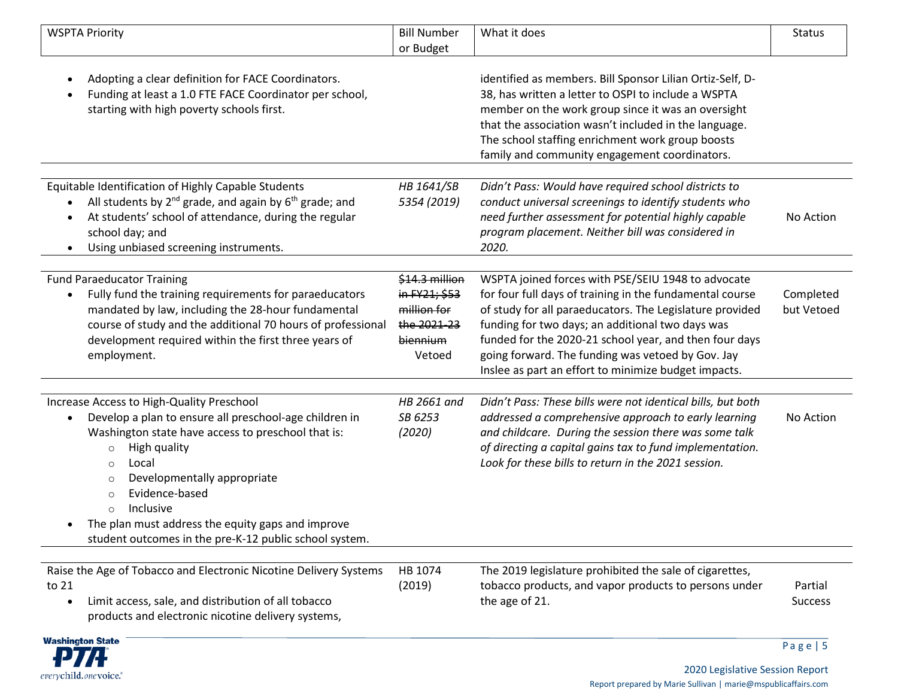| WSPTA Priority | Bill Number or Budget | What it does | Status |
|---|---|---|---|
| • Adopting a clear definition for FACE Coordinators.<br>• Funding at least a 1.0 FTE FACE Coordinator per school, starting with high poverty schools first. | | identified as members. Bill Sponsor Lilian Ortiz-Self, D-38, has written a letter to OSPI to include a WSPTA member on the work group since it was an oversight that the association wasn't included in the language. The school staffing enrichment work group boosts family and community engagement coordinators. | |
| Equitable Identification of Highly Capable Students<br>• All students by 2nd grade, and again by 6th grade; and<br>• At students' school of attendance, during the regular school day; and<br>• Using unbiased screening instruments. | *HB 1641/SB 5354 (2019)* | *Didn't Pass: Would have required school districts to conduct universal screenings to identify students who need further assessment for potential highly capable program placement. Neither bill was considered in 2020.* | No Action |
| Fund Paraeducator Training<br>• Fully fund the training requirements for paraeducators mandated by law, including the 28-hour fundamental course of study and the additional 70 hours of professional development required within the first three years of employment. | ~~$14.3 million in FY21; $53 million for the 2021-23 biennium~~ Vetoed | WSPTA joined forces with PSE/SEIU 1948 to advocate for four full days of training in the fundamental course of study for all paraeducators. The Legislature provided funding for two days; an additional two days was funded for the 2020-21 school year, and then four days going forward. The funding was vetoed by Gov. Jay Inslee as part an effort to minimize budget impacts. | Completed but Vetoed |
| Increase Access to High-Quality Preschool<br>• Develop a plan to ensure all preschool-age children in Washington state have access to preschool that is:<br>&nbsp;&nbsp;○ High quality<br>&nbsp;&nbsp;○ Local<br>&nbsp;&nbsp;○ Developmentally appropriate<br>&nbsp;&nbsp;○ Evidence-based<br>&nbsp;&nbsp;○ Inclusive<br>• The plan must address the equity gaps and improve student outcomes in the pre-K-12 public school system. | *HB 2661 and SB 6253 (2020)* | *Didn't Pass: These bills were not identical bills, but both addressed a comprehensive approach to early learning and childcare. During the session there was some talk of directing a capital gains tax to fund implementation. Look for these bills to return in the 2021 session.* | No Action |
| Raise the Age of Tobacco and Electronic Nicotine Delivery Systems to 21<br>• Limit access, sale, and distribution of all tobacco products and electronic nicotine delivery systems, | HB 1074 (2019) | The 2019 legislature prohibited the sale of cigarettes, tobacco products, and vapor products to persons under the age of 21. | Partial Success |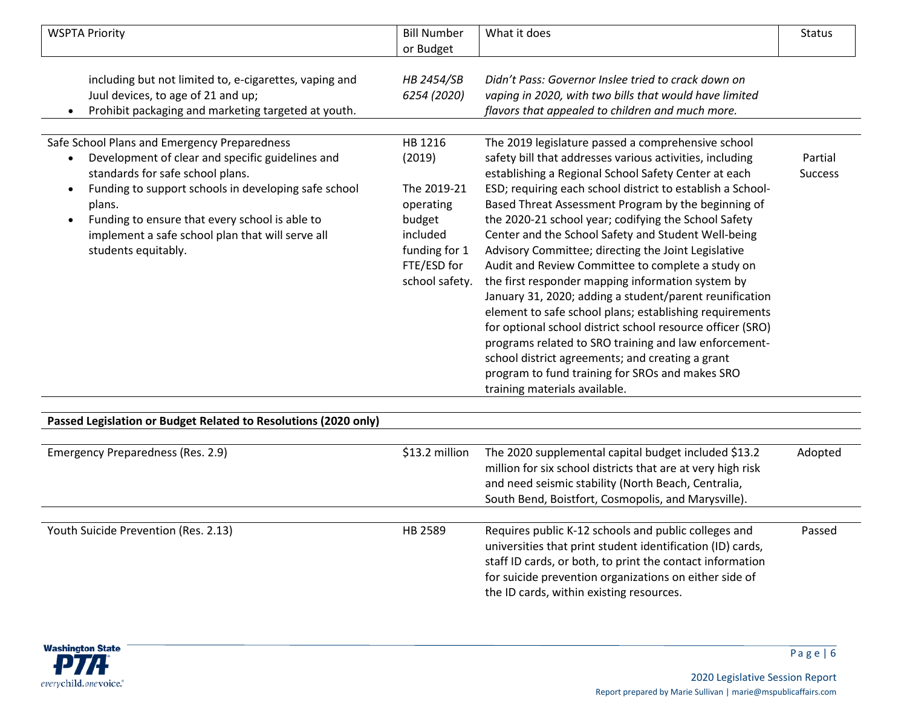| WSPTA Priority | Bill Number or Budget | What it does | Status |
|---|---|---|---|
| including but not limited to, e-cigarettes, vaping and Juul devices, to age of 21 and up;<br>• Prohibit packaging and marketing targeted at youth. | *HB 2454/SB 6254 (2020)* | *Didn't Pass: Governor Inslee tried to crack down on vaping in 2020, with two bills that would have limited flavors that appealed to children and much more.* | |
| Safe School Plans and Emergency Preparedness<br>• Development of clear and specific guidelines and standards for safe school plans.<br>• Funding to support schools in developing safe school plans.<br>• Funding to ensure that every school is able to implement a safe school plan that will serve all students equitably. | HB 1216 (2019)<br><br>The 2019-21 operating budget included funding for 1 FTE/ESD for school safety. | The 2019 legislature passed a comprehensive school safety bill that addresses various activities, including establishing a Regional School Safety Center at each ESD; requiring each school district to establish a School-Based Threat Assessment Program by the beginning of the 2020-21 school year; codifying the School Safety Center and the School Safety and Student Well-being Advisory Committee; directing the Joint Legislative Audit and Review Committee to complete a study on the first responder mapping information system by January 31, 2020; adding a student/parent reunification element to safe school plans; establishing requirements for optional school district school resource officer (SRO) programs related to SRO training and law enforcement-school district agreements; and creating a grant program to fund training for SROs and makes SRO training materials available. | Partial Success |
| **Passed Legislation or Budget Related to Resolutions (2020 only)** | | | |
| Emergency Preparedness (Res. 2.9) | $13.2 million | The 2020 supplemental capital budget included $13.2 million for six school districts that are at very high risk and need seismic stability (North Beach, Centralia, South Bend, Boistfort, Cosmopolis, and Marysville). | Adopted |
| Youth Suicide Prevention (Res. 2.13) | HB 2589 | Requires public K-12 schools and public colleges and universities that print student identification (ID) cards, staff ID cards, or both, to print the contact information for suicide prevention organizations on either side of the ID cards, within existing resources. | Passed |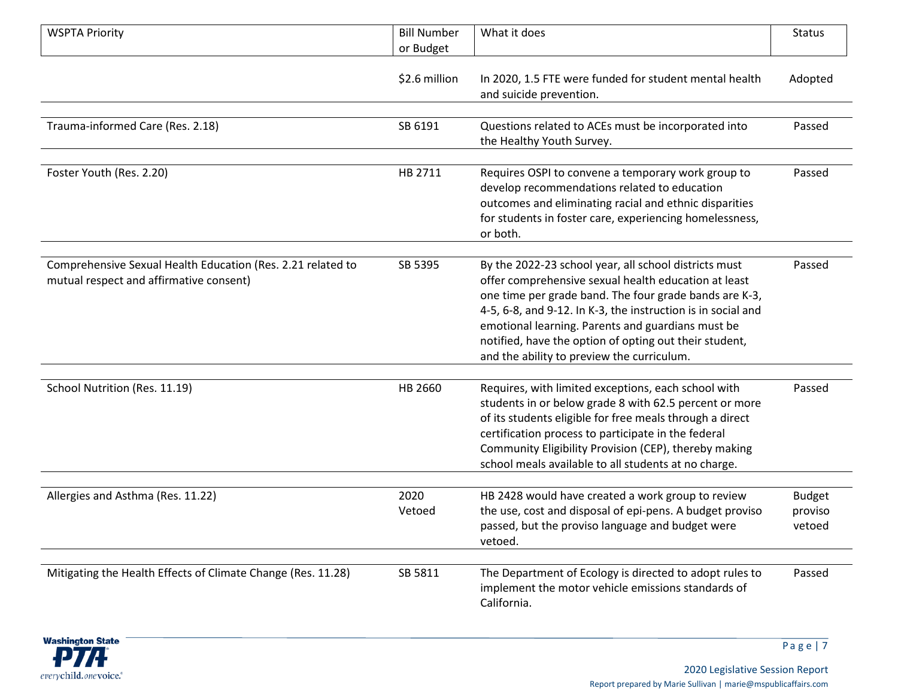| WSPTA Priority | Bill Number or Budget | What it does | Status |
| --- | --- | --- | --- |
| | $2.6 million | In 2020, 1.5 FTE were funded for student mental health and suicide prevention. | Adopted |
| Trauma-informed Care (Res. 2.18) | SB 6191 | Questions related to ACEs must be incorporated into the Healthy Youth Survey. | Passed |
| Foster Youth (Res. 2.20) | HB 2711 | Requires OSPI to convene a temporary work group to develop recommendations related to education outcomes and eliminating racial and ethnic disparities for students in foster care, experiencing homelessness, or both. | Passed |
| Comprehensive Sexual Health Education (Res. 2.21 related to mutual respect and affirmative consent) | SB 5395 | By the 2022-23 school year, all school districts must offer comprehensive sexual health education at least one time per grade band. The four grade bands are K-3, 4-5, 6-8, and 9-12. In K-3, the instruction is in social and emotional learning. Parents and guardians must be notified, have the option of opting out their student, and the ability to preview the curriculum. | Passed |
| School Nutrition (Res. 11.19) | HB 2660 | Requires, with limited exceptions, each school with students in or below grade 8 with 62.5 percent or more of its students eligible for free meals through a direct certification process to participate in the federal Community Eligibility Provision (CEP), thereby making school meals available to all students at no charge. | Passed |
| Allergies and Asthma (Res. 11.22) | 2020 Vetoed | HB 2428 would have created a work group to review the use, cost and disposal of epi-pens. A budget proviso passed, but the proviso language and budget were vetoed. | Budget proviso vetoed |
| Mitigating the Health Effects of Climate Change (Res. 11.28) | SB 5811 | The Department of Ecology is directed to adopt rules to implement the motor vehicle emissions standards of California. | Passed |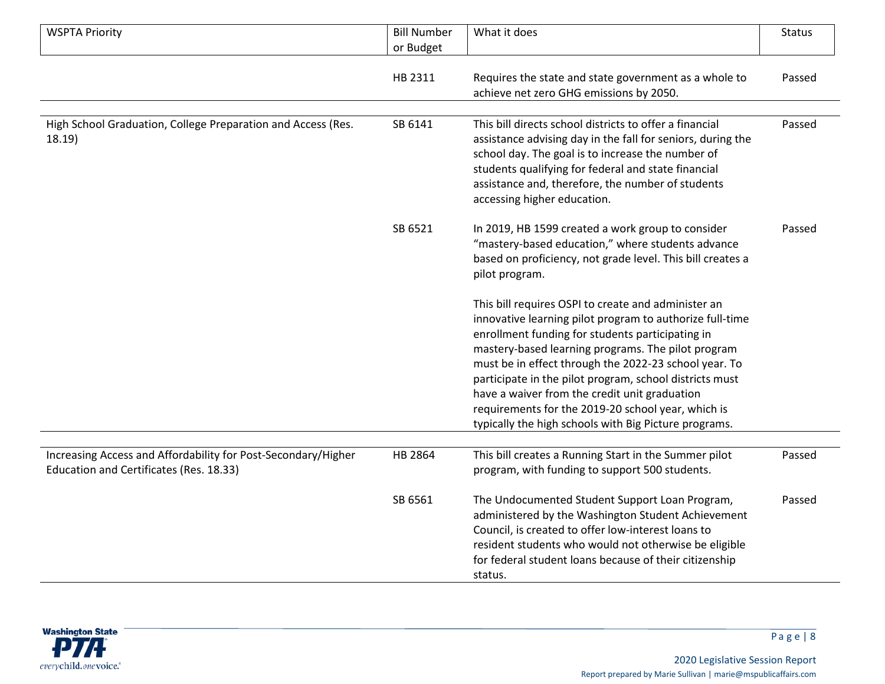| WSPTA Priority | Bill Number or Budget | What it does | Status |
|---|---|---|---|
| | HB 2311 | Requires the state and state government as a whole to achieve net zero GHG emissions by 2050. | Passed |
| High School Graduation, College Preparation and Access (Res. 18.19) | SB 6141 | This bill directs school districts to offer a financial assistance advising day in the fall for seniors, during the school day. The goal is to increase the number of students qualifying for federal and state financial assistance and, therefore, the number of students accessing higher education. | Passed |
| | SB 6521 | In 2019, HB 1599 created a work group to consider "mastery-based education," where students advance based on proficiency, not grade level. This bill creates a pilot program.<br><br>This bill requires OSPI to create and administer an innovative learning pilot program to authorize full-time enrollment funding for students participating in mastery-based learning programs. The pilot program must be in effect through the 2022-23 school year. To participate in the pilot program, school districts must have a waiver from the credit unit graduation requirements for the 2019-20 school year, which is typically the high schools with Big Picture programs. | Passed |
| Increasing Access and Affordability for Post-Secondary/Higher Education and Certificates (Res. 18.33) | HB 2864 | This bill creates a Running Start in the Summer pilot program, with funding to support 500 students. | Passed |
| | SB 6561 | The Undocumented Student Support Loan Program, administered by the Washington Student Achievement Council, is created to offer low-interest loans to resident students who would not otherwise be eligible for federal student loans because of their citizenship status. | Passed |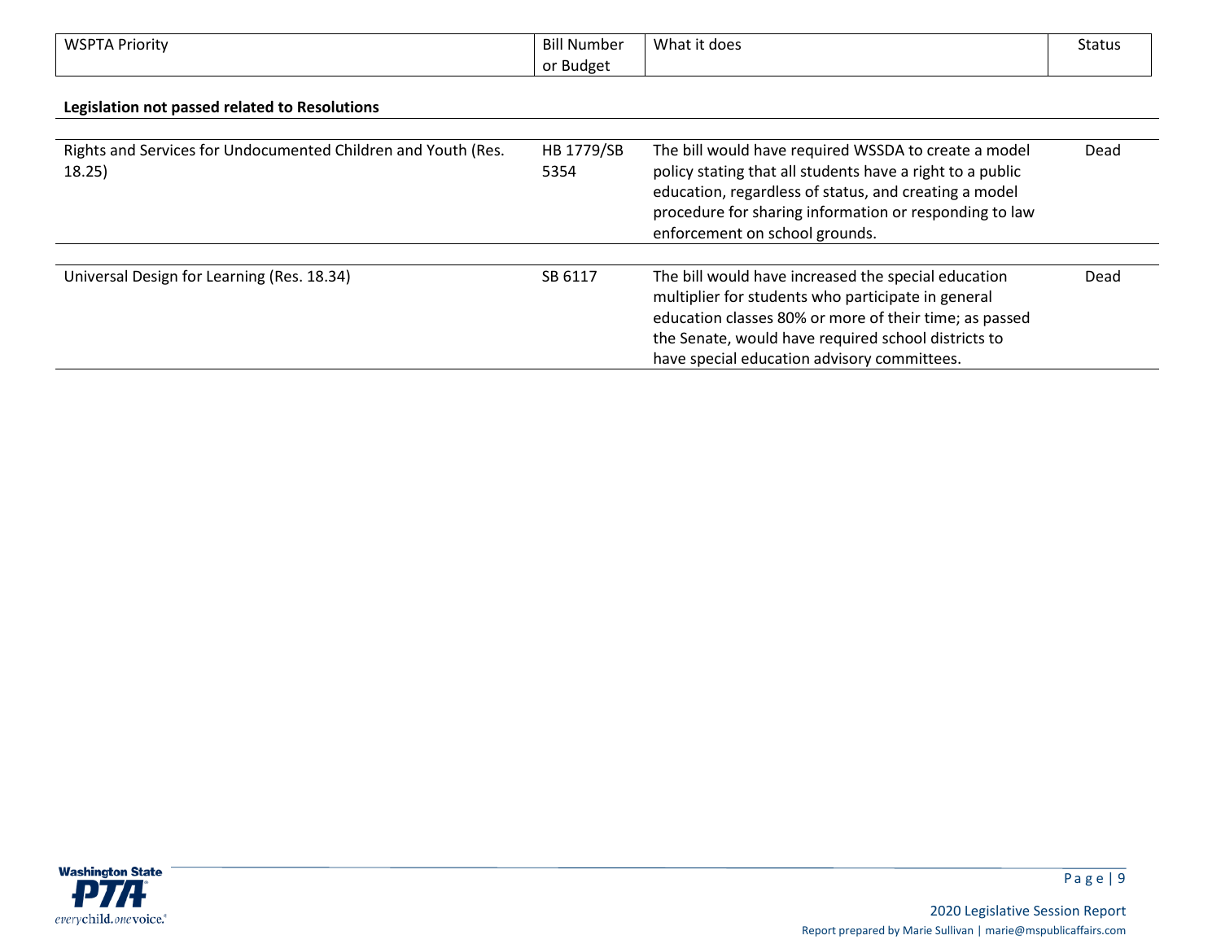| WSPTA Priority | Bill Number or Budget | What it does | Status |
|---|---|---|---|

**Legislation not passed related to Resolutions**

| | | | |
|---|---|---|---|
| Rights and Services for Undocumented Children and Youth (Res. 18.25) | HB 1779/SB 5354 | The bill would have required WSSDA to create a model policy stating that all students have a right to a public education, regardless of status, and creating a model procedure for sharing information or responding to law enforcement on school grounds. | Dead |
| Universal Design for Learning (Res. 18.34) | SB 6117 | The bill would have increased the special education multiplier for students who participate in general education classes 80% or more of their time; as passed the Senate, would have required school districts to have special education advisory committees. | Dead |